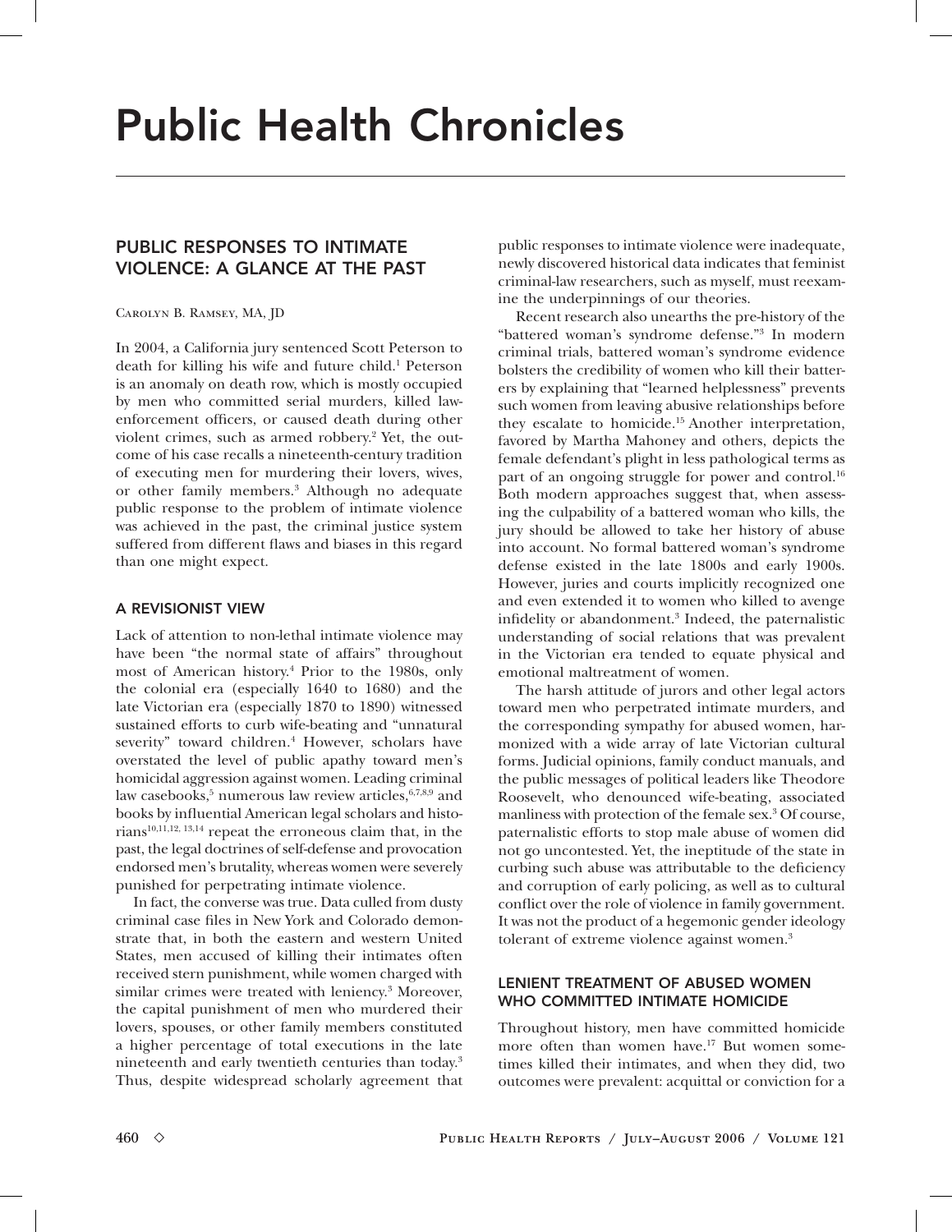# Public Health Chronicles

## PUBLIC RESPONSES TO INTIMATE VIOLENCE: A GLANCE AT THE PAST

Carolyn B. Ramsey, MA, JD

In 2004, a California jury sentenced Scott Peterson to death for killing his wife and future child.[1] Peterson is an anomaly on death row, which is mostly occupied by men who committed serial murders, killed law-enforcement officers, or caused death during other violent crimes, such as armed robbery.[2] Yet, the outcome of his case recalls a nineteenth-century tradition of executing men for murdering their lovers, wives, or other family members.[3] Although no adequate public response to the problem of intimate violence was achieved in the past, the criminal justice system suffered from different flaws and biases in this regard than one might expect.

### A REVISIONIST VIEW

Lack of attention to non-lethal intimate violence may have been "the normal state of affairs" throughout most of American history.[4] Prior to the 1980s, only the colonial era (especially 1640 to 1680) and the late Victorian era (especially 1870 to 1890) witnessed sustained efforts to curb wife-beating and "unnatural severity" toward children.[4] However, scholars have overstated the level of public apathy toward men's homicidal aggression against women. Leading criminal law casebooks,[5] numerous law review articles,[6,7,8,9] and books by influential American legal scholars and historians[10,11,12,13,14] repeat the erroneous claim that, in the past, the legal doctrines of self-defense and provocation endorsed men's brutality, whereas women were severely punished for perpetrating intimate violence.

In fact, the converse was true. Data culled from dusty criminal case files in New York and Colorado demonstrate that, in both the eastern and western United States, men accused of killing their intimates often received stern punishment, while women charged with similar crimes were treated with leniency.[3] Moreover, the capital punishment of men who murdered their lovers, spouses, or other family members constituted a higher percentage of total executions in the late nineteenth and early twentieth centuries than today.[3] Thus, despite widespread scholarly agreement that public responses to intimate violence were inadequate, newly discovered historical data indicates that feminist criminal-law researchers, such as myself, must reexamine the underpinnings of our theories.

Recent research also unearths the pre-history of the "battered woman's syndrome defense."[3] In modern criminal trials, battered woman's syndrome evidence bolsters the credibility of women who kill their batterers by explaining that "learned helplessness" prevents such women from leaving abusive relationships before they escalate to homicide.[15] Another interpretation, favored by Martha Mahoney and others, depicts the female defendant's plight in less pathological terms as part of an ongoing struggle for power and control.[16] Both modern approaches suggest that, when assessing the culpability of a battered woman who kills, the jury should be allowed to take her history of abuse into account. No formal battered woman's syndrome defense existed in the late 1800s and early 1900s. However, juries and courts implicitly recognized one and even extended it to women who killed to avenge infidelity or abandonment.[3] Indeed, the paternalistic understanding of social relations that was prevalent in the Victorian era tended to equate physical and emotional maltreatment of women.

The harsh attitude of jurors and other legal actors toward men who perpetrated intimate murders, and the corresponding sympathy for abused women, harmonized with a wide array of late Victorian cultural forms. Judicial opinions, family conduct manuals, and the public messages of political leaders like Theodore Roosevelt, who denounced wife-beating, associated manliness with protection of the female sex.[3] Of course, paternalistic efforts to stop male abuse of women did not go uncontested. Yet, the ineptitude of the state in curbing such abuse was attributable to the deficiency and corruption of early policing, as well as to cultural conflict over the role of violence in family government. It was not the product of a hegemonic gender ideology tolerant of extreme violence against women.[3]

### LENIENT TREATMENT OF ABUSED WOMEN WHO COMMITTED INTIMATE HOMICIDE

Throughout history, men have committed homicide more often than women have.[17] But women sometimes killed their intimates, and when they did, two outcomes were prevalent: acquittal or conviction for a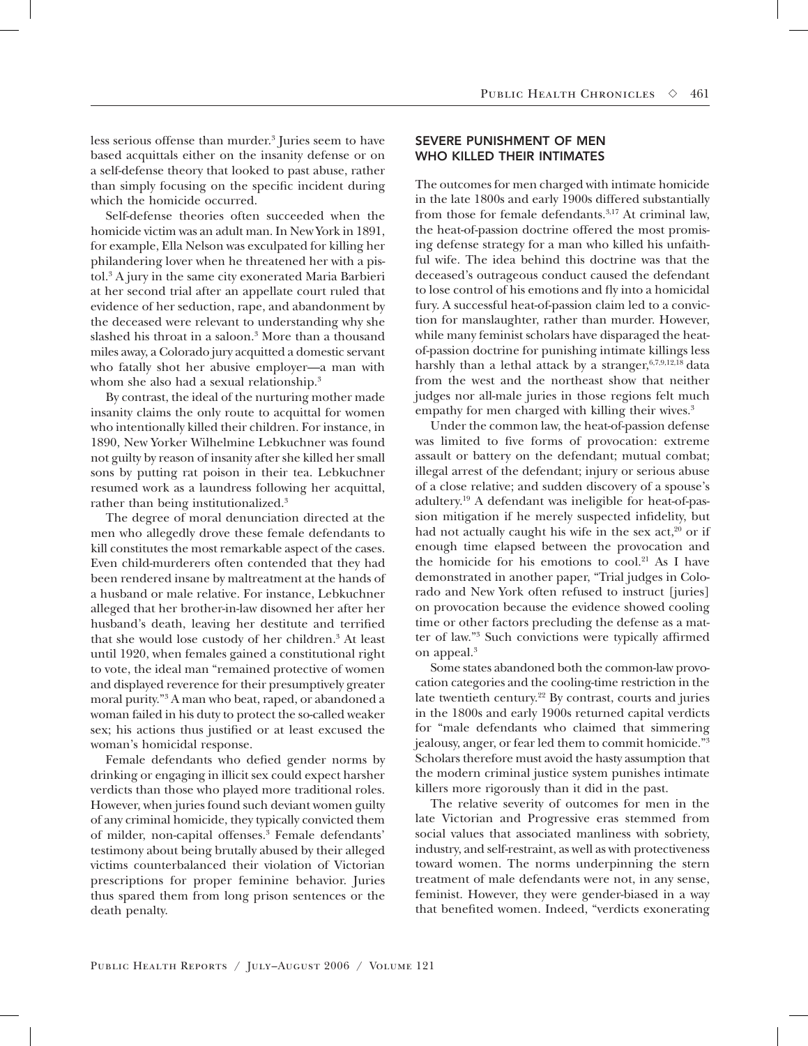less serious offense than murder.[3] Juries seem to have based acquittals either on the insanity defense or on a self-defense theory that looked to past abuse, rather than simply focusing on the specific incident during which the homicide occurred.

Self-defense theories often succeeded when the homicide victim was an adult man. In New York in 1891, for example, Ella Nelson was exculpated for killing her philandering lover when he threatened her with a pistol.[3] A jury in the same city exonerated Maria Barbieri at her second trial after an appellate court ruled that evidence of her seduction, rape, and abandonment by the deceased were relevant to understanding why she slashed his throat in a saloon.[3] More than a thousand miles away, a Colorado jury acquitted a domestic servant who fatally shot her abusive employer—a man with whom she also had a sexual relationship.[3]

By contrast, the ideal of the nurturing mother made insanity claims the only route to acquittal for women who intentionally killed their children. For instance, in 1890, New Yorker Wilhelmine Lebkuchner was found not guilty by reason of insanity after she killed her small sons by putting rat poison in their tea. Lebkuchner resumed work as a laundress following her acquittal, rather than being institutionalized.[3]

The degree of moral denunciation directed at the men who allegedly drove these female defendants to kill constitutes the most remarkable aspect of the cases. Even child-murderers often contended that they had been rendered insane by maltreatment at the hands of a husband or male relative. For instance, Lebkuchner alleged that her brother-in-law disowned her after her husband's death, leaving her destitute and terrified that she would lose custody of her children.[3] At least until 1920, when females gained a constitutional right to vote, the ideal man "remained protective of women and displayed reverence for their presumptively greater moral purity."[3] A man who beat, raped, or abandoned a woman failed in his duty to protect the so-called weaker sex; his actions thus justified or at least excused the woman's homicidal response.

Female defendants who defied gender norms by drinking or engaging in illicit sex could expect harsher verdicts than those who played more traditional roles. However, when juries found such deviant women guilty of any criminal homicide, they typically convicted them of milder, non-capital offenses.[3] Female defendants' testimony about being brutally abused by their alleged victims counterbalanced their violation of Victorian prescriptions for proper feminine behavior. Juries thus spared them from long prison sentences or the death penalty.

## SEVERE PUNISHMENT OF MEN WHO KILLED THEIR INTIMATES

The outcomes for men charged with intimate homicide in the late 1800s and early 1900s differed substantially from those for female defendants.[3,17] At criminal law, the heat-of-passion doctrine offered the most promising defense strategy for a man who killed his unfaithful wife. The idea behind this doctrine was that the deceased's outrageous conduct caused the defendant to lose control of his emotions and fly into a homicidal fury. A successful heat-of-passion claim led to a conviction for manslaughter, rather than murder. However, while many feminist scholars have disparaged the heat-of-passion doctrine for punishing intimate killings less harshly than a lethal attack by a stranger,[6,7,9,12,18] data from the west and the northeast show that neither judges nor all-male juries in those regions felt much empathy for men charged with killing their wives.[3]

Under the common law, the heat-of-passion defense was limited to five forms of provocation: extreme assault or battery on the defendant; mutual combat; illegal arrest of the defendant; injury or serious abuse of a close relative; and sudden discovery of a spouse's adultery.[19] A defendant was ineligible for heat-of-passion mitigation if he merely suspected infidelity, but had not actually caught his wife in the sex act,[20] or if enough time elapsed between the provocation and the homicide for his emotions to cool.[21] As I have demonstrated in another paper, "Trial judges in Colorado and New York often refused to instruct [juries] on provocation because the evidence showed cooling time or other factors precluding the defense as a matter of law."[3] Such convictions were typically affirmed on appeal.[3]

Some states abandoned both the common-law provocation categories and the cooling-time restriction in the late twentieth century.[22] By contrast, courts and juries in the 1800s and early 1900s returned capital verdicts for "male defendants who claimed that simmering jealousy, anger, or fear led them to commit homicide."[3] Scholars therefore must avoid the hasty assumption that the modern criminal justice system punishes intimate killers more rigorously than it did in the past.

The relative severity of outcomes for men in the late Victorian and Progressive eras stemmed from social values that associated manliness with sobriety, industry, and self-restraint, as well as with protectiveness toward women. The norms underpinning the stern treatment of male defendants were not, in any sense, feminist. However, they were gender-biased in a way that benefited women. Indeed, "verdicts exonerating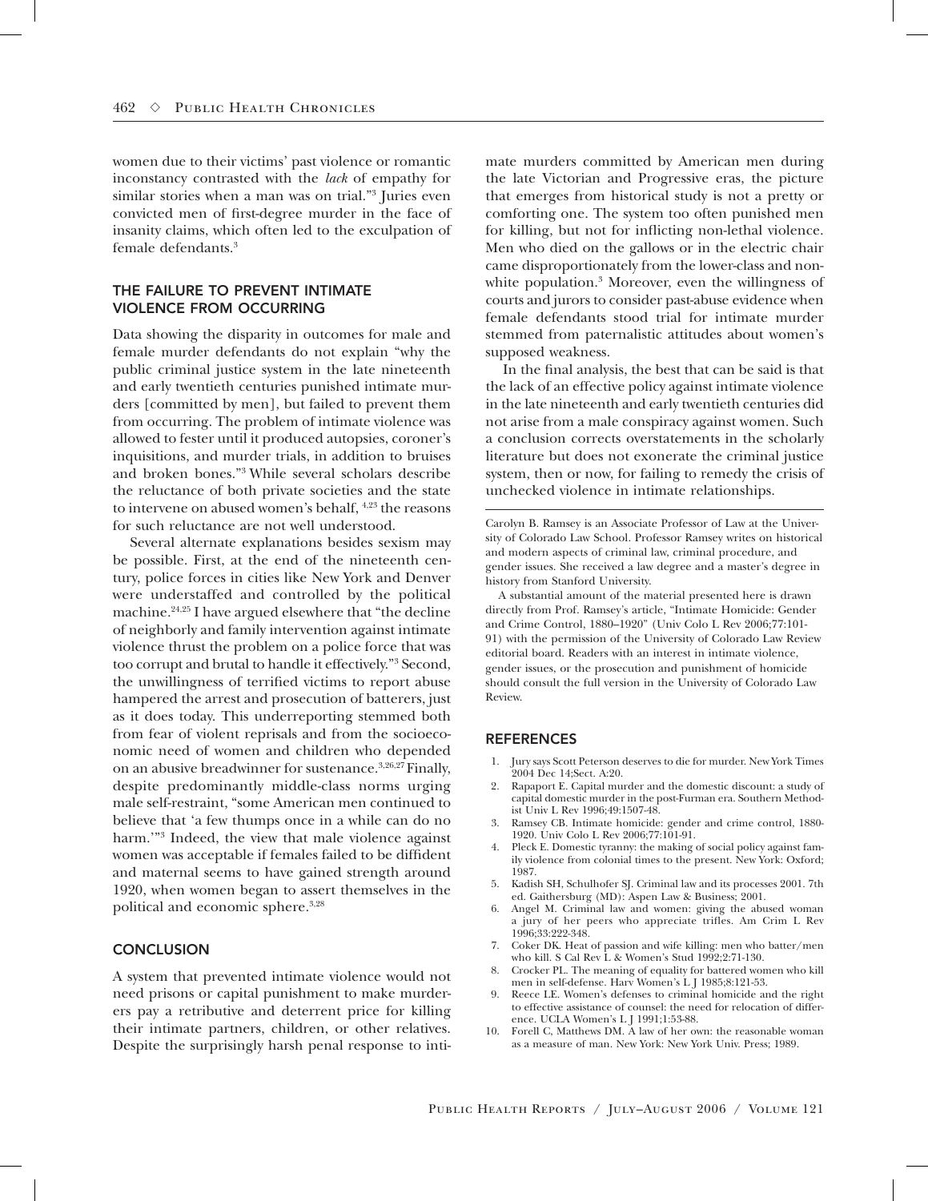women due to their victims' past violence or romantic inconstancy contrasted with the *lack* of empathy for similar stories when a man was on trial."[3] Juries even convicted men of first-degree murder in the face of insanity claims, which often led to the exculpation of female defendants.[3]

## THE FAILURE TO PREVENT INTIMATE VIOLENCE FROM OCCURRING

Data showing the disparity in outcomes for male and female murder defendants do not explain "why the public criminal justice system in the late nineteenth and early twentieth centuries punished intimate murders [committed by men], but failed to prevent them from occurring. The problem of intimate violence was allowed to fester until it produced autopsies, coroner's inquisitions, and murder trials, in addition to bruises and broken bones."[3] While several scholars describe the reluctance of both private societies and the state to intervene on abused women's behalf, [4,23] the reasons for such reluctance are not well understood.

Several alternate explanations besides sexism may be possible. First, at the end of the nineteenth century, police forces in cities like New York and Denver were understaffed and controlled by the political machine.[24,25] I have argued elsewhere that "the decline of neighborly and family intervention against intimate violence thrust the problem on a police force that was too corrupt and brutal to handle it effectively."[3] Second, the unwillingness of terrified victims to report abuse hampered the arrest and prosecution of batterers, just as it does today. This underreporting stemmed both from fear of violent reprisals and from the socioeconomic need of women and children who depended on an abusive breadwinner for sustenance.[3,26,27] Finally, despite predominantly middle-class norms urging male self-restraint, "some American men continued to believe that 'a few thumps once in a while can do no harm.'"[3] Indeed, the view that male violence against women was acceptable if females failed to be diffident and maternal seems to have gained strength around 1920, when women began to assert themselves in the political and economic sphere.[3,28]

## CONCLUSION

A system that prevented intimate violence would not need prisons or capital punishment to make murderers pay a retributive and deterrent price for killing their intimate partners, children, or other relatives. Despite the surprisingly harsh penal response to intimate murders committed by American men during the late Victorian and Progressive eras, the picture that emerges from historical study is not a pretty or comforting one. The system too often punished men for killing, but not for inflicting non-lethal violence. Men who died on the gallows or in the electric chair came disproportionately from the lower-class and non-white population.[3] Moreover, even the willingness of courts and jurors to consider past-abuse evidence when female defendants stood trial for intimate murder stemmed from paternalistic attitudes about women's supposed weakness.

In the final analysis, the best that can be said is that the lack of an effective policy against intimate violence in the late nineteenth and early twentieth centuries did not arise from a male conspiracy against women. Such a conclusion corrects overstatements in the scholarly literature but does not exonerate the criminal justice system, then or now, for failing to remedy the crisis of unchecked violence in intimate relationships.

---

Carolyn B. Ramsey is an Associate Professor of Law at the University of Colorado Law School. Professor Ramsey writes on historical and modern aspects of criminal law, criminal procedure, and gender issues. She received a law degree and a master's degree in history from Stanford University.

A substantial amount of the material presented here is drawn directly from Prof. Ramsey's article, "Intimate Homicide: Gender and Crime Control, 1880–1920" (Univ Colo L Rev 2006;77:101-91) with the permission of the University of Colorado Law Review editorial board. Readers with an interest in intimate violence, gender issues, or the prosecution and punishment of homicide should consult the full version in the University of Colorado Law Review.

## REFERENCES

1. Jury says Scott Peterson deserves to die for murder. New York Times 2004 Dec 14;Sect. A:20.
2. Rapaport E. Capital murder and the domestic discount: a study of capital domestic murder in the post-Furman era. Southern Methodist Univ L Rev 1996;49:1507-48.
3. Ramsey CB. Intimate homicide: gender and crime control, 1880-1920. Univ Colo L Rev 2006;77:101-91.
4. Pleck E. Domestic tyranny: the making of social policy against family violence from colonial times to the present. New York: Oxford; 1987.
5. Kadish SH, Schulhofer SJ. Criminal law and its processes 2001. 7th ed. Gaithersburg (MD): Aspen Law & Business; 2001.
6. Angel M. Criminal law and women: giving the abused woman a jury of her peers who appreciate trifles. Am Crim L Rev 1996;33:222-348.
7. Coker DK. Heat of passion and wife killing: men who batter/men who kill. S Cal Rev L & Women's Stud 1992;2:71-130.
8. Crocker PL. The meaning of equality for battered women who kill men in self-defense. Harv Women's L J 1985;8:121-53.
9. Reece LE. Women's defenses to criminal homicide and the right to effective assistance of counsel: the need for relocation of difference. UCLA Women's L J 1991;1:53-88.
10. Forell C, Matthews DM. A law of her own: the reasonable woman as a measure of man. New York: New York Univ. Press; 1989.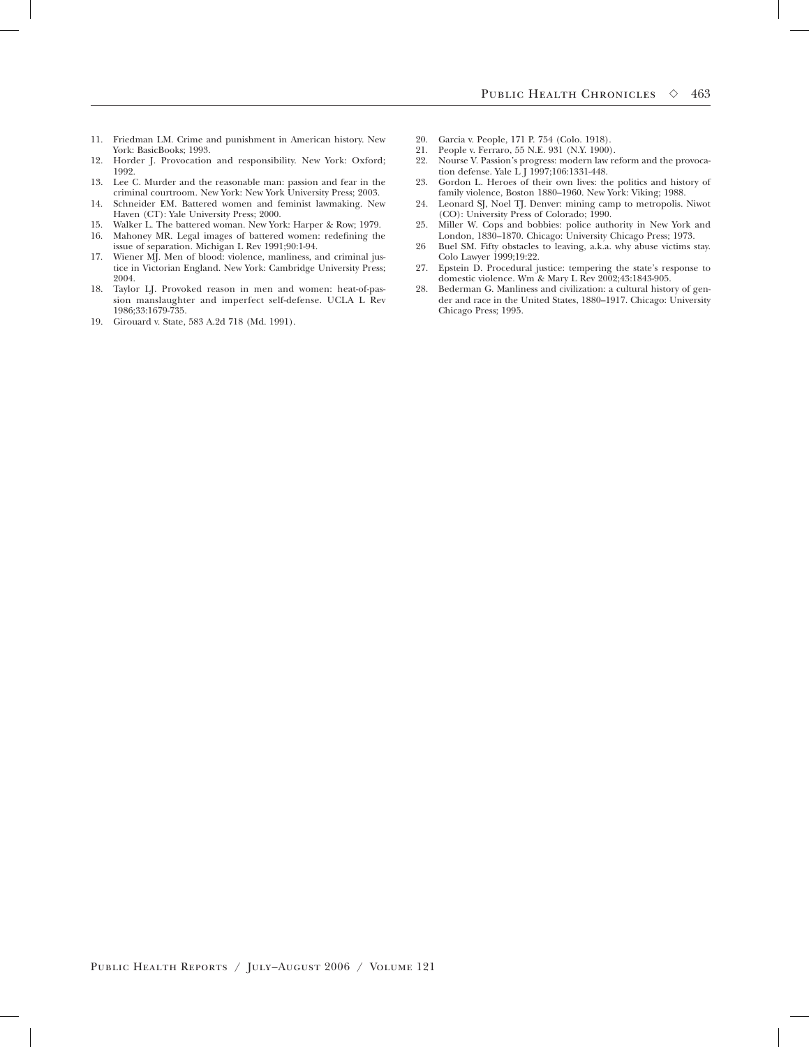11. Friedman LM. Crime and punishment in American history. New York: BasicBooks; 1993.
12. Horder J. Provocation and responsibility. New York: Oxford; 1992.
13. Lee C. Murder and the reasonable man: passion and fear in the criminal courtroom. New York: New York University Press; 2003.
14. Schneider EM. Battered women and feminist lawmaking. New Haven (CT): Yale University Press; 2000.
15. Walker L. The battered woman. New York: Harper & Row; 1979.
16. Mahoney MR. Legal images of battered women: redefining the issue of separation. Michigan L Rev 1991;90:1-94.
17. Wiener MJ. Men of blood: violence, manliness, and criminal justice in Victorian England. New York: Cambridge University Press; 2004.
18. Taylor LJ. Provoked reason in men and women: heat-of-passion manslaughter and imperfect self-defense. UCLA L Rev 1986;33:1679-735.
19. Girouard v. State, 583 A.2d 718 (Md. 1991).
20. Garcia v. People, 171 P. 754 (Colo. 1918).
21. People v. Ferraro, 55 N.E. 931 (N.Y. 1900).
22. Nourse V. Passion's progress: modern law reform and the provocation defense. Yale L J 1997;106:1331-448.
23. Gordon L. Heroes of their own lives: the politics and history of family violence, Boston 1880–1960. New York: Viking; 1988.
24. Leonard SJ, Noel TJ. Denver: mining camp to metropolis. Niwot (CO): University Press of Colorado; 1990.
25. Miller W. Cops and bobbies: police authority in New York and London, 1830–1870. Chicago: University Chicago Press; 1973.
26 Buel SM. Fifty obstacles to leaving, a.k.a. why abuse victims stay. Colo Lawyer 1999;19:22.
27. Epstein D. Procedural justice: tempering the state's response to domestic violence. Wm & Mary L Rev 2002;43:1843-905.
28. Bederman G. Manliness and civilization: a cultural history of gender and race in the United States, 1880–1917. Chicago: University Chicago Press; 1995.